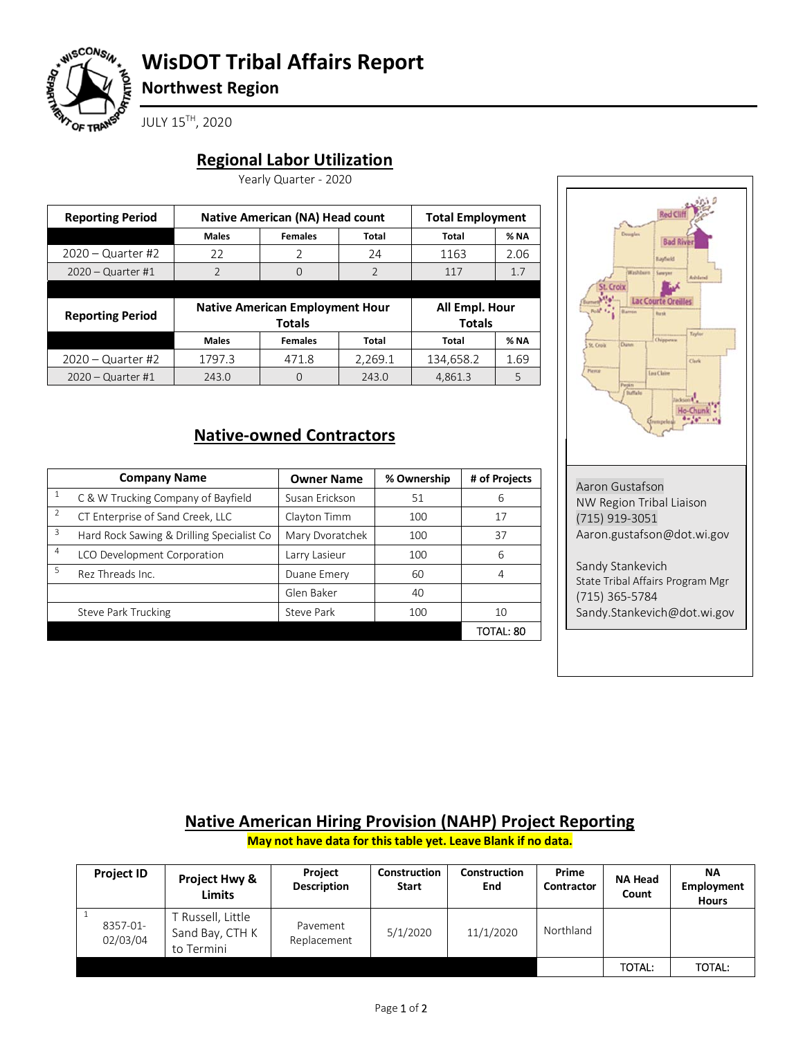# WisDOT Tribal Affairs Report

## Northwest Region

JULY 15[TH], 2020

## Regional Labor Utilization

Yearly Quarter - 2020

| Reporting Period | Native American (NA) Head count | | | Total Employment | |
|---|---|---|---|---|---|
| | Males | Females | Total | Total | % NA |
| 2020 – Quarter #2 | 22 | 2 | 24 | 1163 | 2.06 |
| 2020 – Quarter #1 | 2 | 0 | 2 | 117 | 1.7 |

| Reporting Period | Native American Employment Hour Totals | | | All Empl. Hour Totals | |
|---|---|---|---|---|---|
| | Males | Females | Total | Total | % NA |
| 2020 – Quarter #2 | 1797.3 | 471.8 | 2,269.1 | 134,658.2 | 1.69 |
| 2020 – Quarter #1 | 243.0 | 0 | 243.0 | 4,861.3 | 5 |

Aaron Gustafson
NW Region Tribal Liaison
(715) 919-3051
Aaron.gustafson@dot.wi.gov

Sandy Stankevich
State Tribal Affairs Program Mgr
(715) 365-5784
Sandy.Stankevich@dot.wi.gov

## Native-owned Contractors

| | Company Name | Owner Name | % Ownership | # of Projects |
|---|---|---|---|---|
| 1 | C & W Trucking Company of Bayfield | Susan Erickson | 51 | 6 |
| 2 | CT Enterprise of Sand Creek, LLC | Clayton Timm | 100 | 17 |
| 3 | Hard Rock Sawing & Drilling Specialist Co | Mary Dvoratchek | 100 | 37 |
| 4 | LCO Development Corporation | Larry Lasieur | 100 | 6 |
| 5 | Rez Threads Inc. | Duane Emery | 60 | 4 |
| | | Glen Baker | 40 | |
| | Steve Park Trucking | Steve Park | 100 | 10 |
| | | | | TOTAL: 80 |

## Native American Hiring Provision (NAHP) Project Reporting

**May not have data for this table yet. Leave Blank if no data.**

| | Project ID | Project Hwy & Limits | Project Description | Construction Start | Construction End | Prime Contractor | NA Head Count | NA Employment Hours |
|---|---|---|---|---|---|---|---|---|
| 1 | 8357-01-02/03/04 | T Russell, Little Sand Bay, CTH K to Termini | Pavement Replacement | 5/1/2020 | 11/1/2020 | Northland | | |
| | | | | | | | TOTAL: | TOTAL: |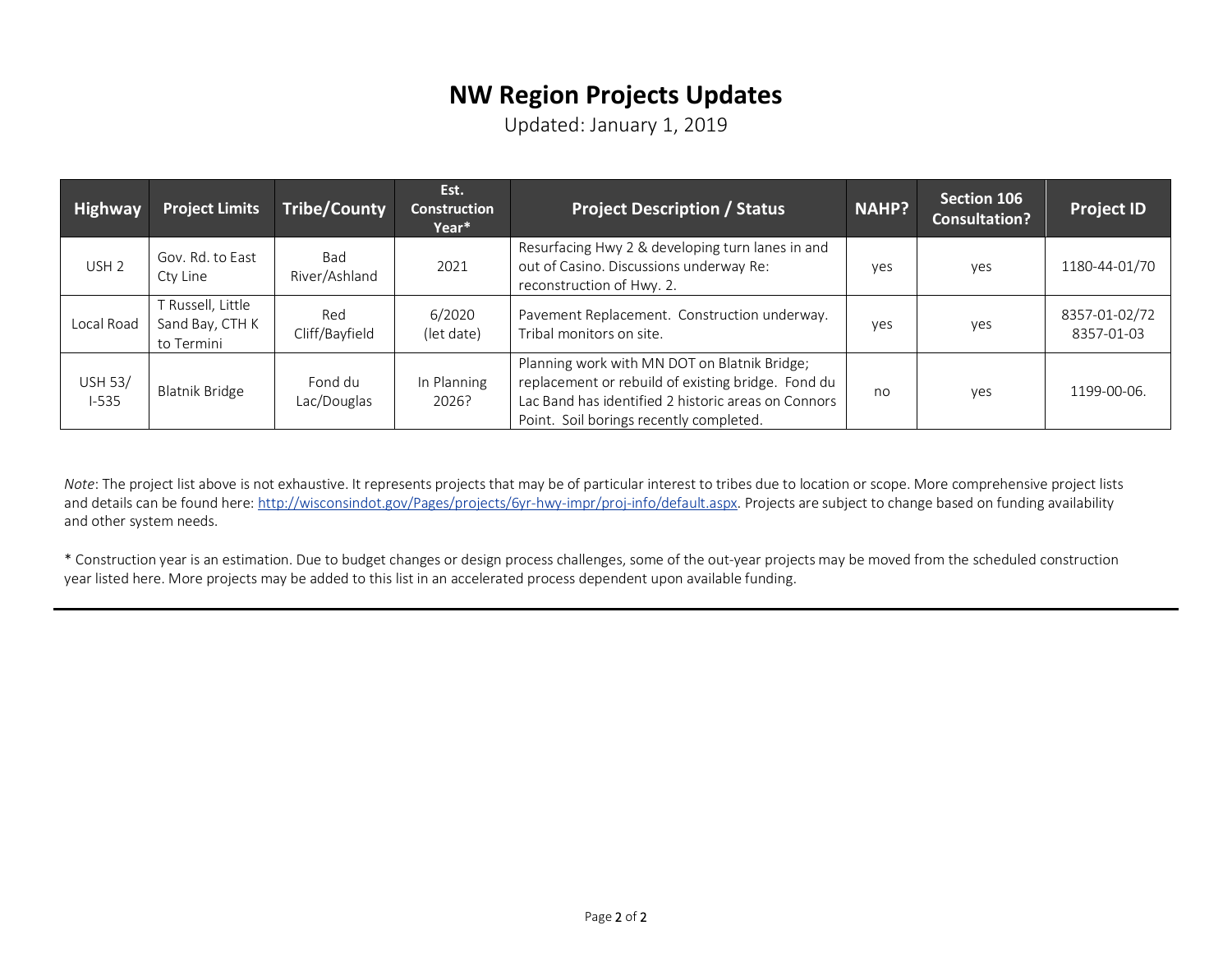# NW Region Projects Updates

Updated: January 1, 2019

| Highway | Project Limits | Tribe/County | Est. Construction Year* | Project Description / Status | NAHP? | Section 106 Consultation? | Project ID |
|---|---|---|---|---|---|---|---|
| USH 2 | Gov. Rd. to East Cty Line | Bad River/Ashland | 2021 | Resurfacing Hwy 2 & developing turn lanes in and out of Casino. Discussions underway Re: reconstruction of Hwy. 2. | yes | yes | 1180-44-01/70 |
| Local Road | T Russell, Little Sand Bay, CTH K to Termini | Red Cliff/Bayfield | 6/2020 (let date) | Pavement Replacement. Construction underway. Tribal monitors on site. | yes | yes | 8357-01-02/72 8357-01-03 |
| USH 53/ I-535 | Blatnik Bridge | Fond du Lac/Douglas | In Planning 2026? | Planning work with MN DOT on Blatnik Bridge; replacement or rebuild of existing bridge. Fond du Lac Band has identified 2 historic areas on Connors Point. Soil borings recently completed. | no | yes | 1199-00-06. |

*Note*: The project list above is not exhaustive. It represents projects that may be of particular interest to tribes due to location or scope. More comprehensive project lists and details can be found here: http://wisconsindot.gov/Pages/projects/6yr-hwy-impr/proj-info/default.aspx. Projects are subject to change based on funding availability and other system needs.

* Construction year is an estimation. Due to budget changes or design process challenges, some of the out-year projects may be moved from the scheduled construction year listed here. More projects may be added to this list in an accelerated process dependent upon available funding.